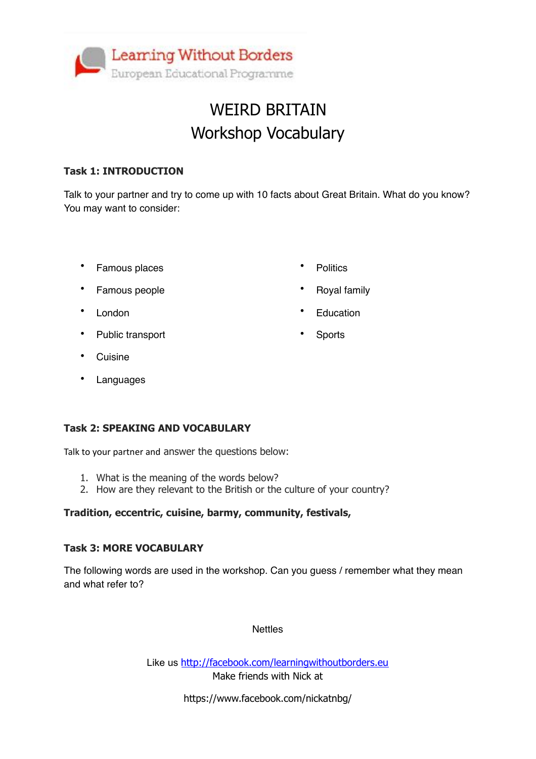Learning Without Borders
European Educational Programme

# WEIRD BRITAIN
# Workshop Vocabulary

### Task 1: INTRODUCTION

Talk to your partner and try to come up with 10 facts about Great Britain. What do you know? You may want to consider:

- Famous places
- Famous people
- London
- Public transport
- Cuisine
- Languages
- Politics
- Royal family
- Education
- Sports

### Task 2: SPEAKING AND VOCABULARY

Talk to your partner and answer the questions below:

1. What is the meaning of the words below?
2. How are they relevant to the British or the culture of your country?

**Tradition, eccentric, cuisine, barmy, community, festivals,**

### Task 3: MORE VOCABULARY

The following words are used in the workshop. Can you guess / remember what they mean and what refer to?

Nettles

Like us http://facebook.com/learningwithoutborders.eu
Make friends with Nick at

https://www.facebook.com/nickatnbg/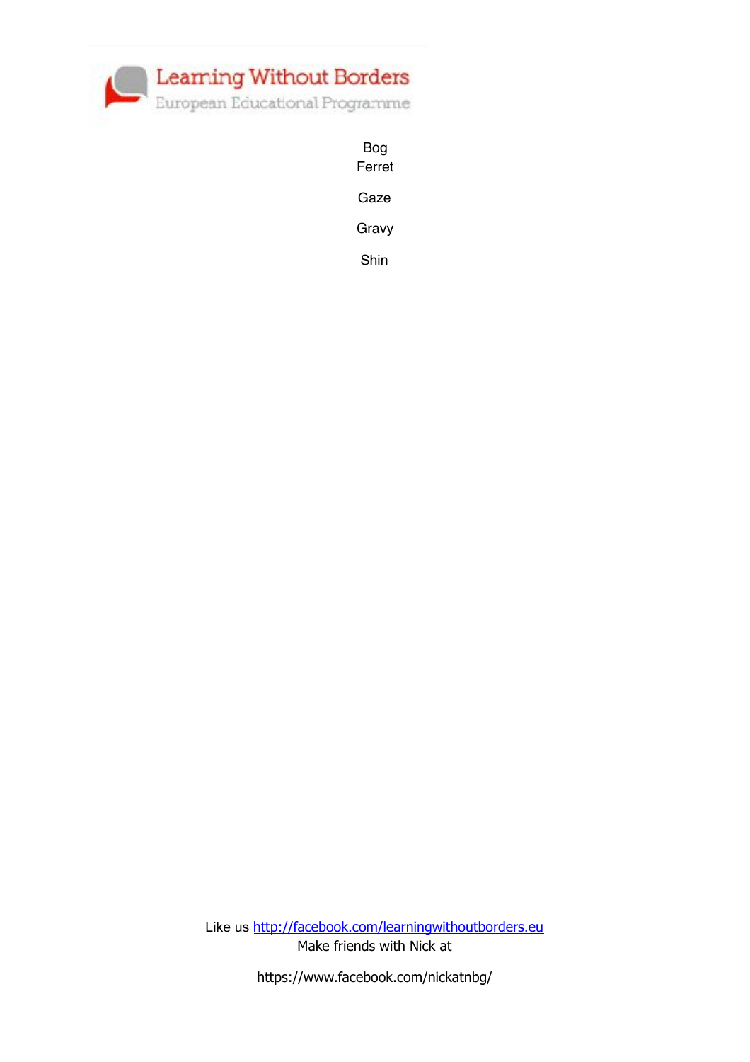Bog
Ferret

Gaze

Gravy

Shin

Like us [http://facebook.com/learningwithoutborders.eu](http://facebook.com/learningwithoutborders.eu)
Make friends with Nick at

https://www.facebook.com/nickatnbg/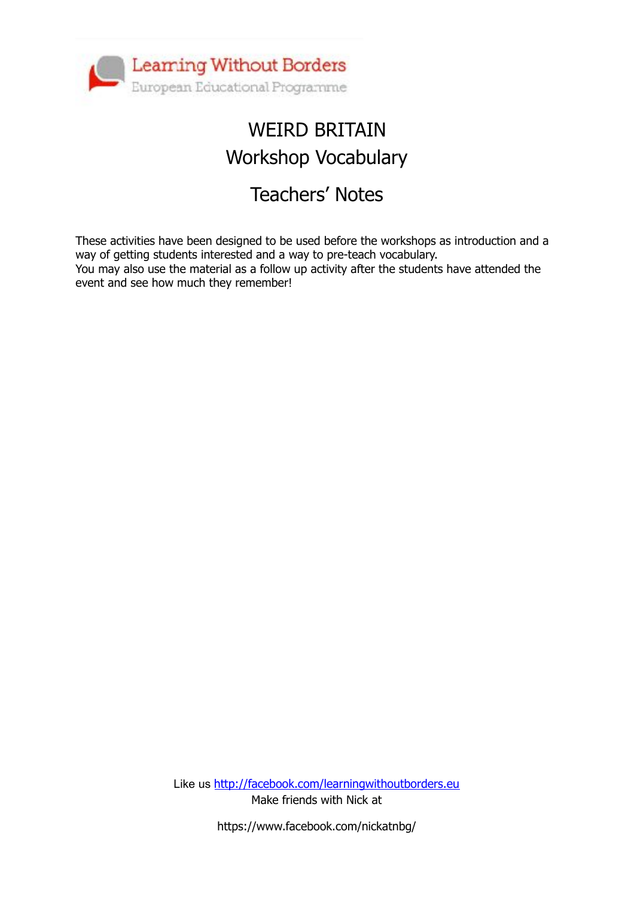Learning Without Borders
European Educational Programme

# WEIRD BRITAIN

## Workshop Vocabulary

## Teachers' Notes

These activities have been designed to be used before the workshops as introduction and a way of getting students interested and a way to pre-teach vocabulary.
You may also use the material as a follow up activity after the students have attended the event and see how much they remember!

Like us [http://facebook.com/learningwithoutborders.eu](http://facebook.com/learningwithoutborders.eu)
Make friends with Nick at

https://www.facebook.com/nickatnbg/